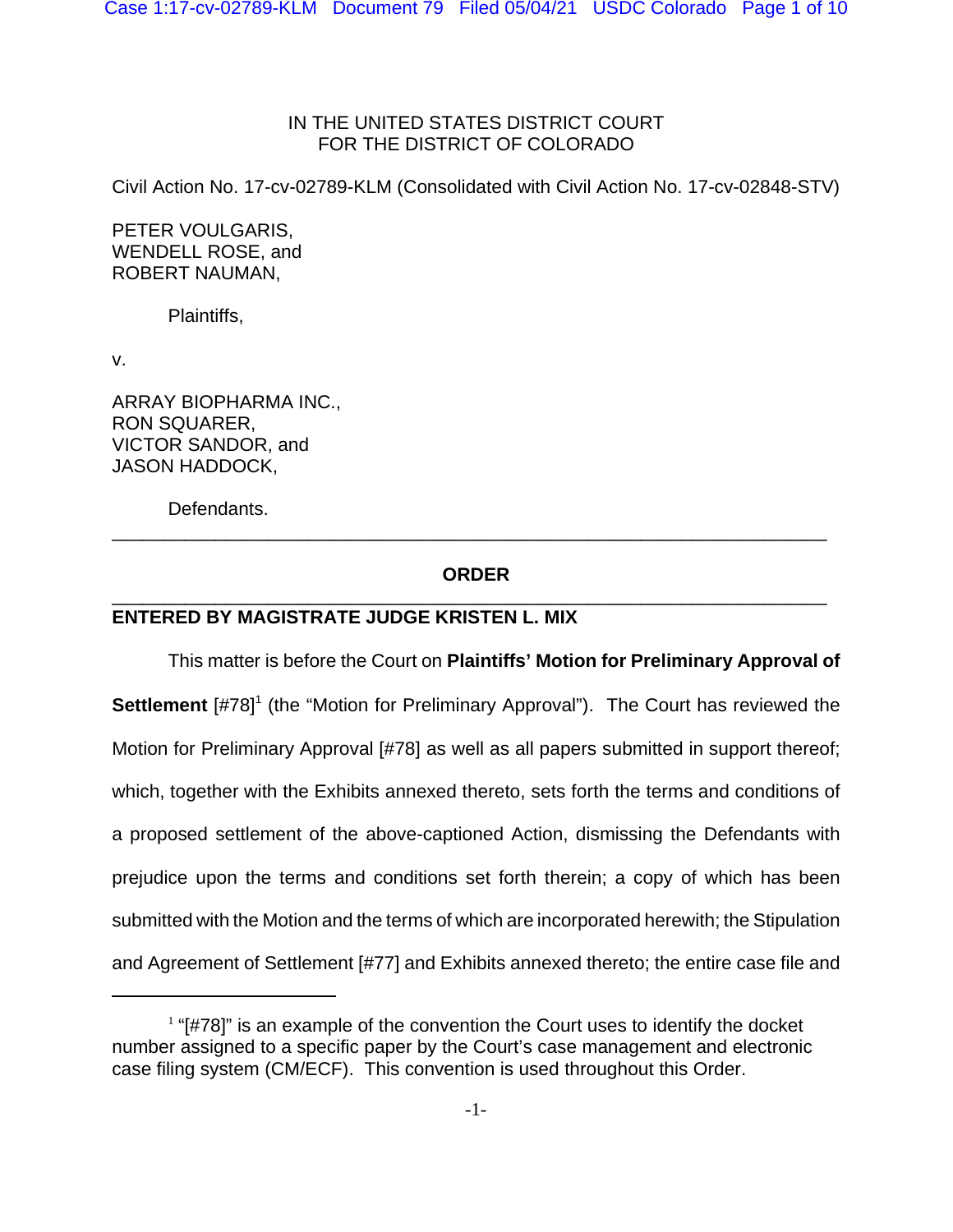IN THE UNITED STATES DISTRICT COURT
FOR THE DISTRICT OF COLORADO

Civil Action No. 17-cv-02789-KLM (Consolidated with Civil Action No. 17-cv-02848-STV)

PETER VOULGARIS,
WENDELL ROSE, and
ROBERT NAUMAN,

Plaintiffs,

v.

ARRAY BIOPHARMA INC.,
RON SQUARER,
VICTOR SANDOR, and
JASON HADDOCK,

Defendants.

---

**ORDER**

---

**ENTERED BY MAGISTRATE JUDGE KRISTEN L. MIX**

This matter is before the Court on **Plaintiffs' Motion for Preliminary Approval of Settlement** [#78][1] (the "Motion for Preliminary Approval"). The Court has reviewed the Motion for Preliminary Approval [#78] as well as all papers submitted in support thereof; which, together with the Exhibits annexed thereto, sets forth the terms and conditions of a proposed settlement of the above-captioned Action, dismissing the Defendants with prejudice upon the terms and conditions set forth therein; a copy of which has been submitted with the Motion and the terms of which are incorporated herewith; the Stipulation and Agreement of Settlement [#77] and Exhibits annexed thereto; the entire case file and

---

[1] "[#78]" is an example of the convention the Court uses to identify the docket number assigned to a specific paper by the Court's case management and electronic case filing system (CM/ECF). This convention is used throughout this Order.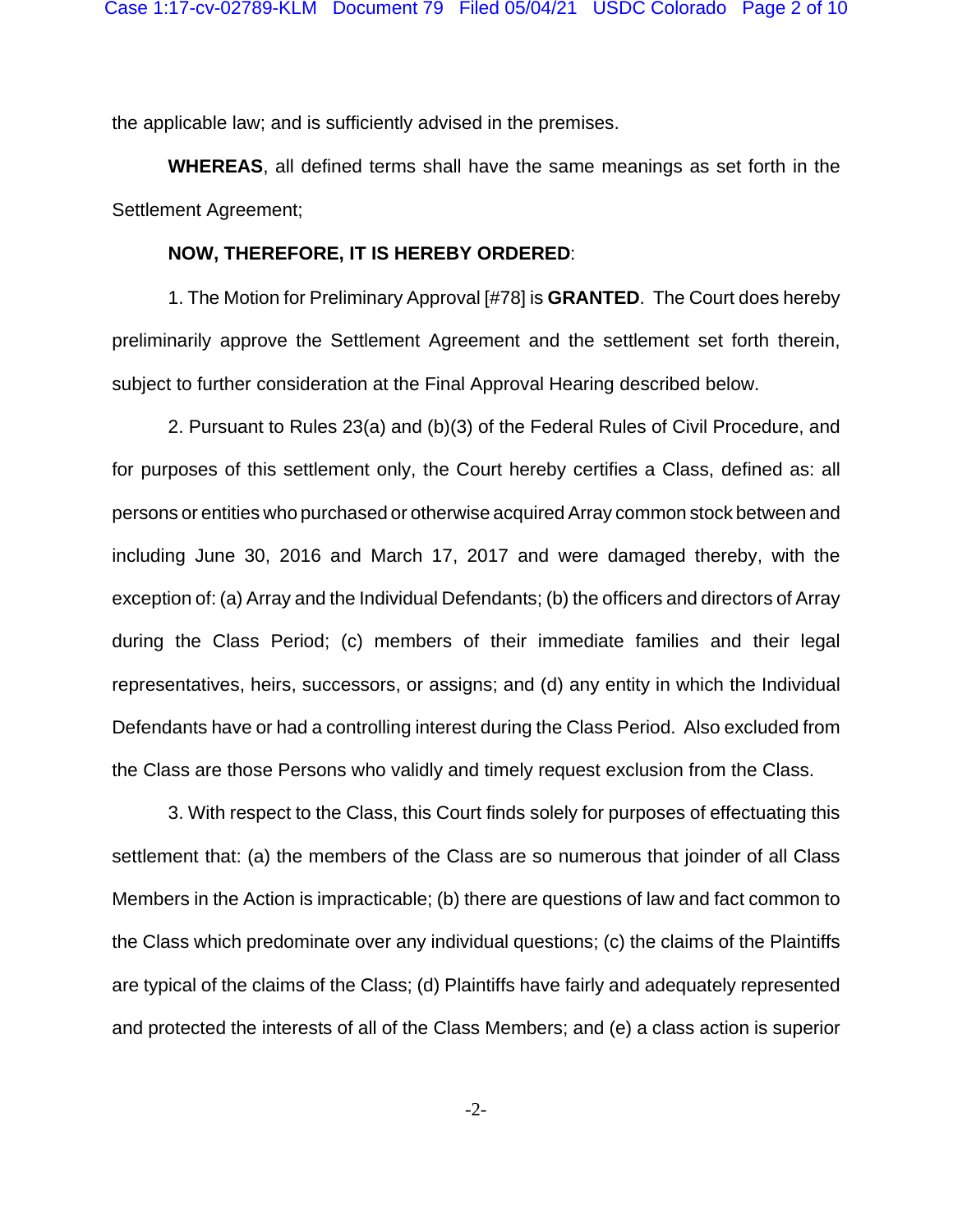the applicable law; and is sufficiently advised in the premises.

**WHEREAS**, all defined terms shall have the same meanings as set forth in the Settlement Agreement;

**NOW, THEREFORE, IT IS HEREBY ORDERED**:

1. The Motion for Preliminary Approval [#78] is **GRANTED**. The Court does hereby preliminarily approve the Settlement Agreement and the settlement set forth therein, subject to further consideration at the Final Approval Hearing described below.

2. Pursuant to Rules 23(a) and (b)(3) of the Federal Rules of Civil Procedure, and for purposes of this settlement only, the Court hereby certifies a Class, defined as: all persons or entities who purchased or otherwise acquired Array common stock between and including June 30, 2016 and March 17, 2017 and were damaged thereby, with the exception of: (a) Array and the Individual Defendants; (b) the officers and directors of Array during the Class Period; (c) members of their immediate families and their legal representatives, heirs, successors, or assigns; and (d) any entity in which the Individual Defendants have or had a controlling interest during the Class Period. Also excluded from the Class are those Persons who validly and timely request exclusion from the Class.

3. With respect to the Class, this Court finds solely for purposes of effectuating this settlement that: (a) the members of the Class are so numerous that joinder of all Class Members in the Action is impracticable; (b) there are questions of law and fact common to the Class which predominate over any individual questions; (c) the claims of the Plaintiffs are typical of the claims of the Class; (d) Plaintiffs have fairly and adequately represented and protected the interests of all of the Class Members; and (e) a class action is superior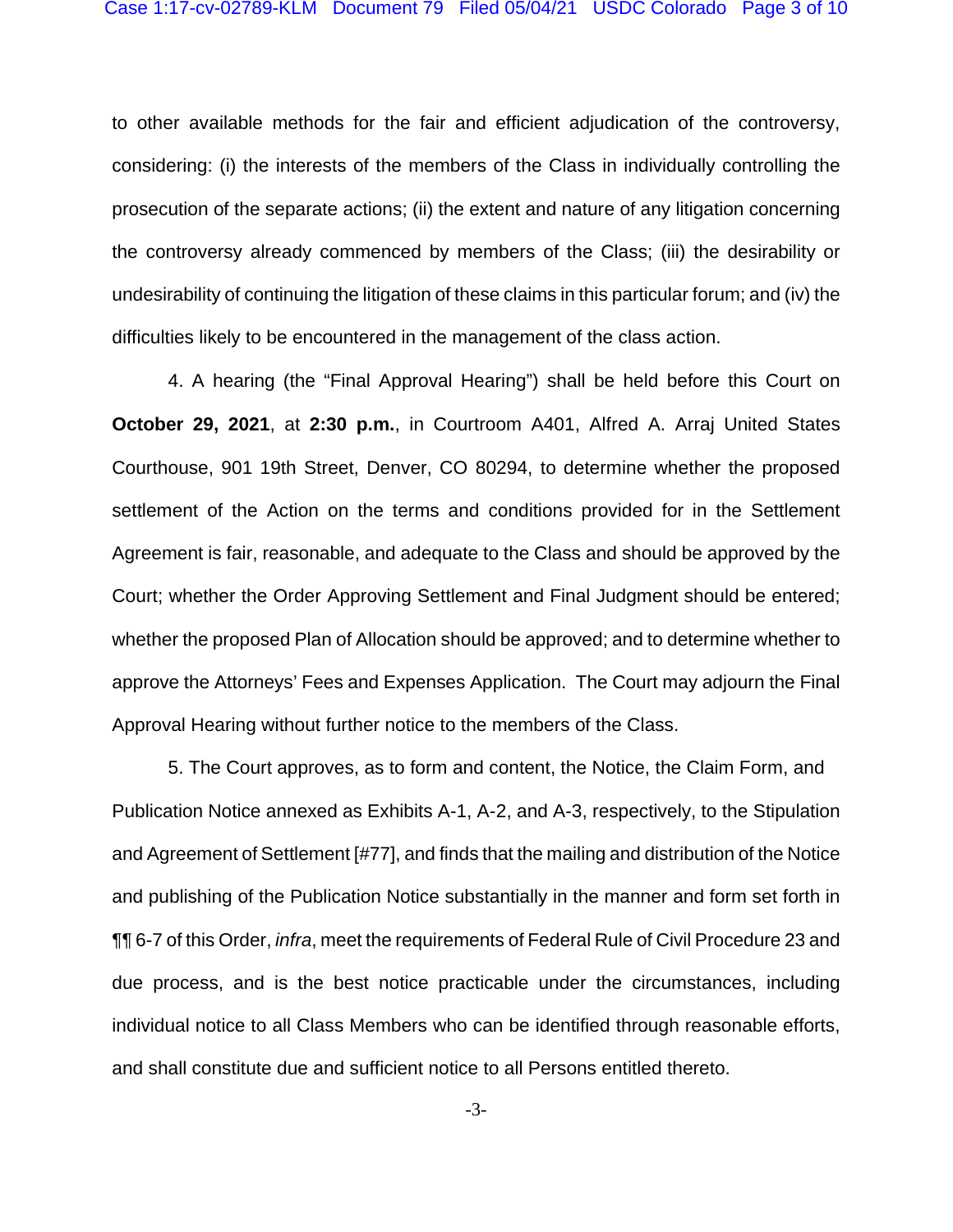to other available methods for the fair and efficient adjudication of the controversy, considering: (i) the interests of the members of the Class in individually controlling the prosecution of the separate actions; (ii) the extent and nature of any litigation concerning the controversy already commenced by members of the Class; (iii) the desirability or undesirability of continuing the litigation of these claims in this particular forum; and (iv) the difficulties likely to be encountered in the management of the class action.

4. A hearing (the "Final Approval Hearing") shall be held before this Court on **October 29, 2021**, at **2:30 p.m.**, in Courtroom A401, Alfred A. Arraj United States Courthouse, 901 19th Street, Denver, CO 80294, to determine whether the proposed settlement of the Action on the terms and conditions provided for in the Settlement Agreement is fair, reasonable, and adequate to the Class and should be approved by the Court; whether the Order Approving Settlement and Final Judgment should be entered; whether the proposed Plan of Allocation should be approved; and to determine whether to approve the Attorneys' Fees and Expenses Application. The Court may adjourn the Final Approval Hearing without further notice to the members of the Class.

5. The Court approves, as to form and content, the Notice, the Claim Form, and Publication Notice annexed as Exhibits A-1, A-2, and A-3, respectively, to the Stipulation and Agreement of Settlement [#77], and finds that the mailing and distribution of the Notice and publishing of the Publication Notice substantially in the manner and form set forth in ¶¶ 6-7 of this Order, *infra*, meet the requirements of Federal Rule of Civil Procedure 23 and due process, and is the best notice practicable under the circumstances, including individual notice to all Class Members who can be identified through reasonable efforts, and shall constitute due and sufficient notice to all Persons entitled thereto.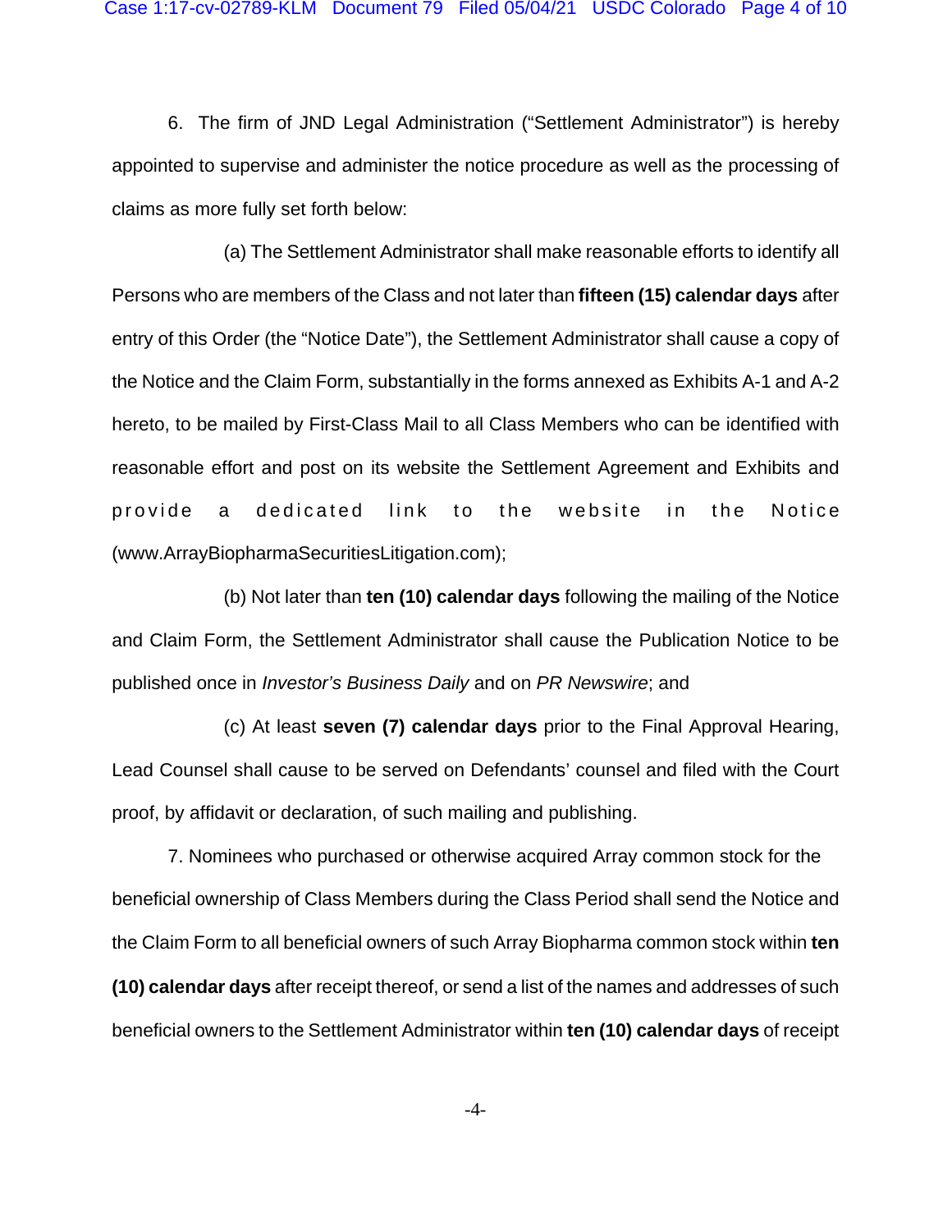6. The firm of JND Legal Administration ("Settlement Administrator") is hereby appointed to supervise and administer the notice procedure as well as the processing of claims as more fully set forth below:

(a) The Settlement Administrator shall make reasonable efforts to identify all Persons who are members of the Class and not later than **fifteen (15) calendar days** after entry of this Order (the "Notice Date"), the Settlement Administrator shall cause a copy of the Notice and the Claim Form, substantially in the forms annexed as Exhibits A-1 and A-2 hereto, to be mailed by First-Class Mail to all Class Members who can be identified with reasonable effort and post on its website the Settlement Agreement and Exhibits and provide a dedicated link to the website in the Notice (www.ArrayBiopharmaSecuritiesLitigation.com);

(b) Not later than **ten (10) calendar days** following the mailing of the Notice and Claim Form, the Settlement Administrator shall cause the Publication Notice to be published once in *Investor's Business Daily* and on *PR Newswire*; and

(c) At least **seven (7) calendar days** prior to the Final Approval Hearing, Lead Counsel shall cause to be served on Defendants' counsel and filed with the Court proof, by affidavit or declaration, of such mailing and publishing.

7. Nominees who purchased or otherwise acquired Array common stock for the beneficial ownership of Class Members during the Class Period shall send the Notice and the Claim Form to all beneficial owners of such Array Biopharma common stock within **ten (10) calendar days** after receipt thereof, or send a list of the names and addresses of such beneficial owners to the Settlement Administrator within **ten (10) calendar days** of receipt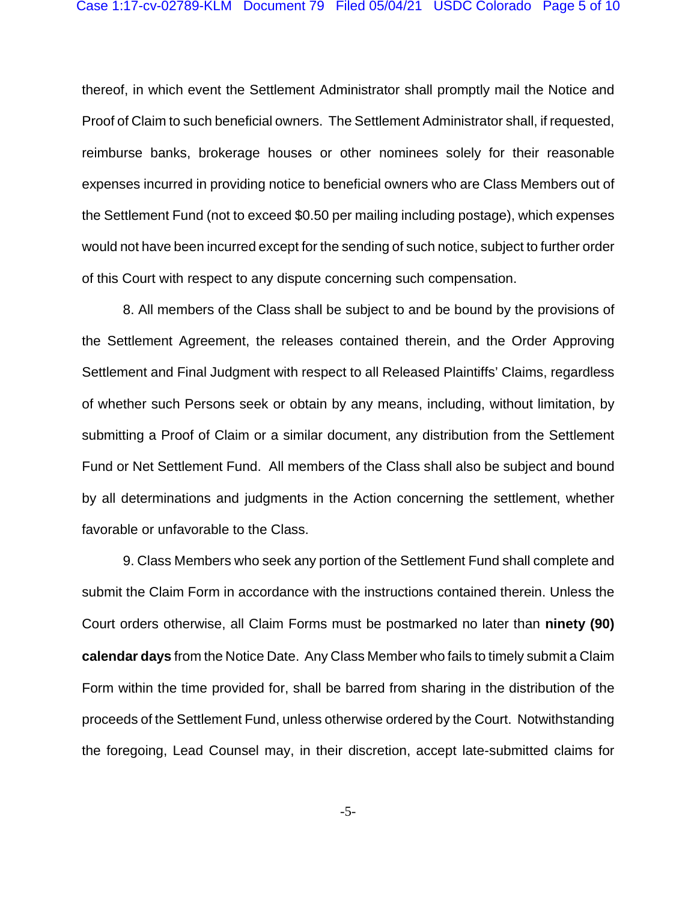thereof, in which event the Settlement Administrator shall promptly mail the Notice and Proof of Claim to such beneficial owners. The Settlement Administrator shall, if requested, reimburse banks, brokerage houses or other nominees solely for their reasonable expenses incurred in providing notice to beneficial owners who are Class Members out of the Settlement Fund (not to exceed $0.50 per mailing including postage), which expenses would not have been incurred except for the sending of such notice, subject to further order of this Court with respect to any dispute concerning such compensation.

8. All members of the Class shall be subject to and be bound by the provisions of the Settlement Agreement, the releases contained therein, and the Order Approving Settlement and Final Judgment with respect to all Released Plaintiffs' Claims, regardless of whether such Persons seek or obtain by any means, including, without limitation, by submitting a Proof of Claim or a similar document, any distribution from the Settlement Fund or Net Settlement Fund. All members of the Class shall also be subject and bound by all determinations and judgments in the Action concerning the settlement, whether favorable or unfavorable to the Class.

9. Class Members who seek any portion of the Settlement Fund shall complete and submit the Claim Form in accordance with the instructions contained therein. Unless the Court orders otherwise, all Claim Forms must be postmarked no later than **ninety (90) calendar days** from the Notice Date. Any Class Member who fails to timely submit a Claim Form within the time provided for, shall be barred from sharing in the distribution of the proceeds of the Settlement Fund, unless otherwise ordered by the Court. Notwithstanding the foregoing, Lead Counsel may, in their discretion, accept late-submitted claims for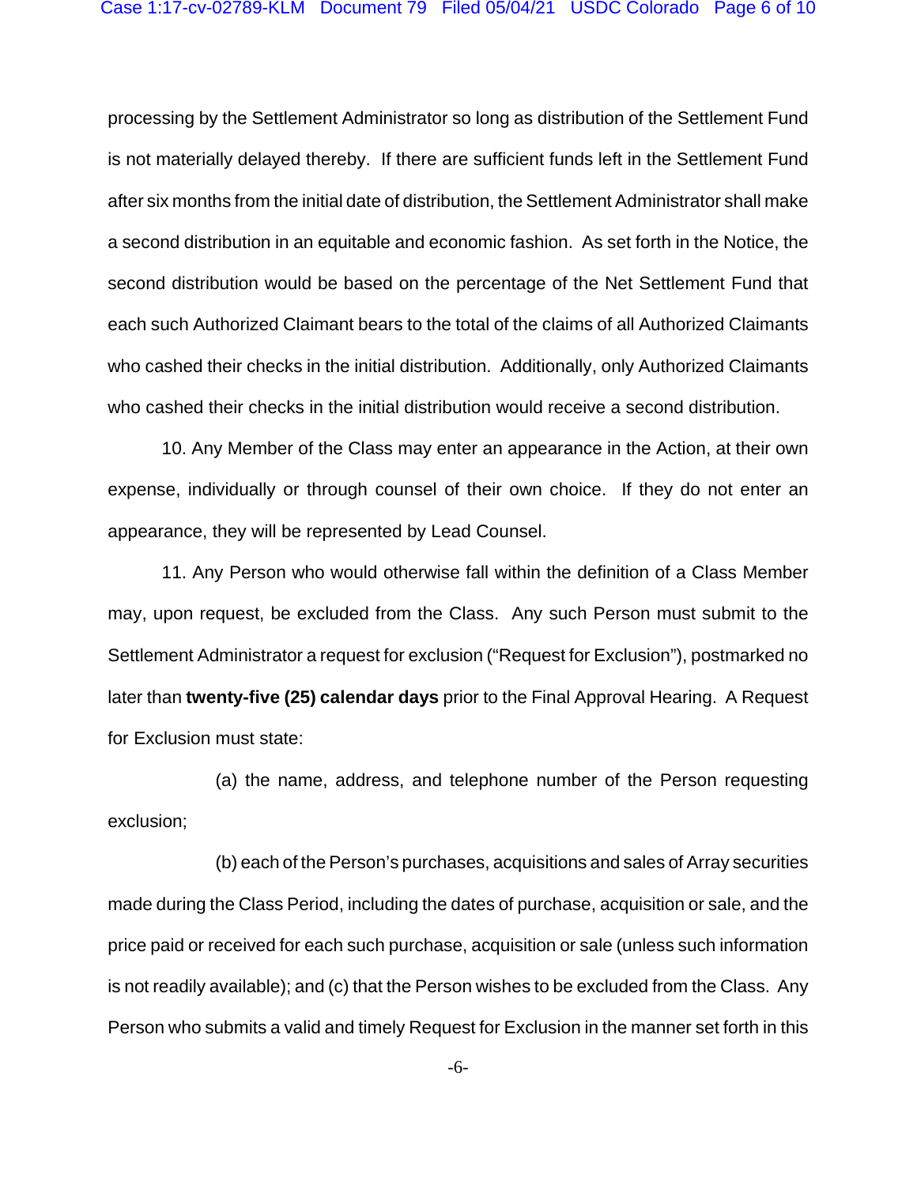processing by the Settlement Administrator so long as distribution of the Settlement Fund is not materially delayed thereby. If there are sufficient funds left in the Settlement Fund after six months from the initial date of distribution, the Settlement Administrator shall make a second distribution in an equitable and economic fashion. As set forth in the Notice, the second distribution would be based on the percentage of the Net Settlement Fund that each such Authorized Claimant bears to the total of the claims of all Authorized Claimants who cashed their checks in the initial distribution. Additionally, only Authorized Claimants who cashed their checks in the initial distribution would receive a second distribution.

10. Any Member of the Class may enter an appearance in the Action, at their own expense, individually or through counsel of their own choice. If they do not enter an appearance, they will be represented by Lead Counsel.

11. Any Person who would otherwise fall within the definition of a Class Member may, upon request, be excluded from the Class. Any such Person must submit to the Settlement Administrator a request for exclusion ("Request for Exclusion"), postmarked no later than **twenty-five (25) calendar days** prior to the Final Approval Hearing. A Request for Exclusion must state:

(a) the name, address, and telephone number of the Person requesting exclusion;

(b) each of the Person's purchases, acquisitions and sales of Array securities made during the Class Period, including the dates of purchase, acquisition or sale, and the price paid or received for each such purchase, acquisition or sale (unless such information is not readily available); and (c) that the Person wishes to be excluded from the Class. Any Person who submits a valid and timely Request for Exclusion in the manner set forth in this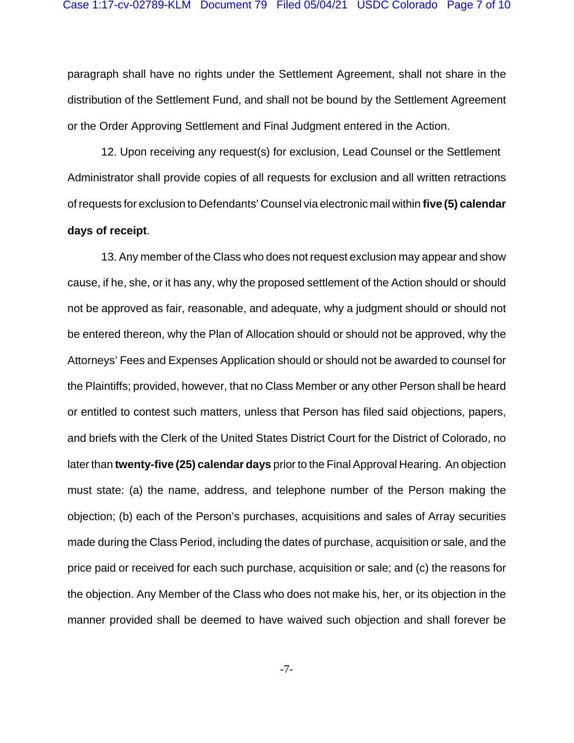paragraph shall have no rights under the Settlement Agreement, shall not share in the distribution of the Settlement Fund, and shall not be bound by the Settlement Agreement or the Order Approving Settlement and Final Judgment entered in the Action.

12. Upon receiving any request(s) for exclusion, Lead Counsel or the Settlement Administrator shall provide copies of all requests for exclusion and all written retractions of requests for exclusion to Defendants' Counsel via electronic mail within **five (5) calendar days of receipt**.

13. Any member of the Class who does not request exclusion may appear and show cause, if he, she, or it has any, why the proposed settlement of the Action should or should not be approved as fair, reasonable, and adequate, why a judgment should or should not be entered thereon, why the Plan of Allocation should or should not be approved, why the Attorneys' Fees and Expenses Application should or should not be awarded to counsel for the Plaintiffs; provided, however, that no Class Member or any other Person shall be heard or entitled to contest such matters, unless that Person has filed said objections, papers, and briefs with the Clerk of the United States District Court for the District of Colorado, no later than **twenty-five (25) calendar days** prior to the Final Approval Hearing. An objection must state: (a) the name, address, and telephone number of the Person making the objection; (b) each of the Person's purchases, acquisitions and sales of Array securities made during the Class Period, including the dates of purchase, acquisition or sale, and the price paid or received for each such purchase, acquisition or sale; and (c) the reasons for the objection. Any Member of the Class who does not make his, her, or its objection in the manner provided shall be deemed to have waived such objection and shall forever be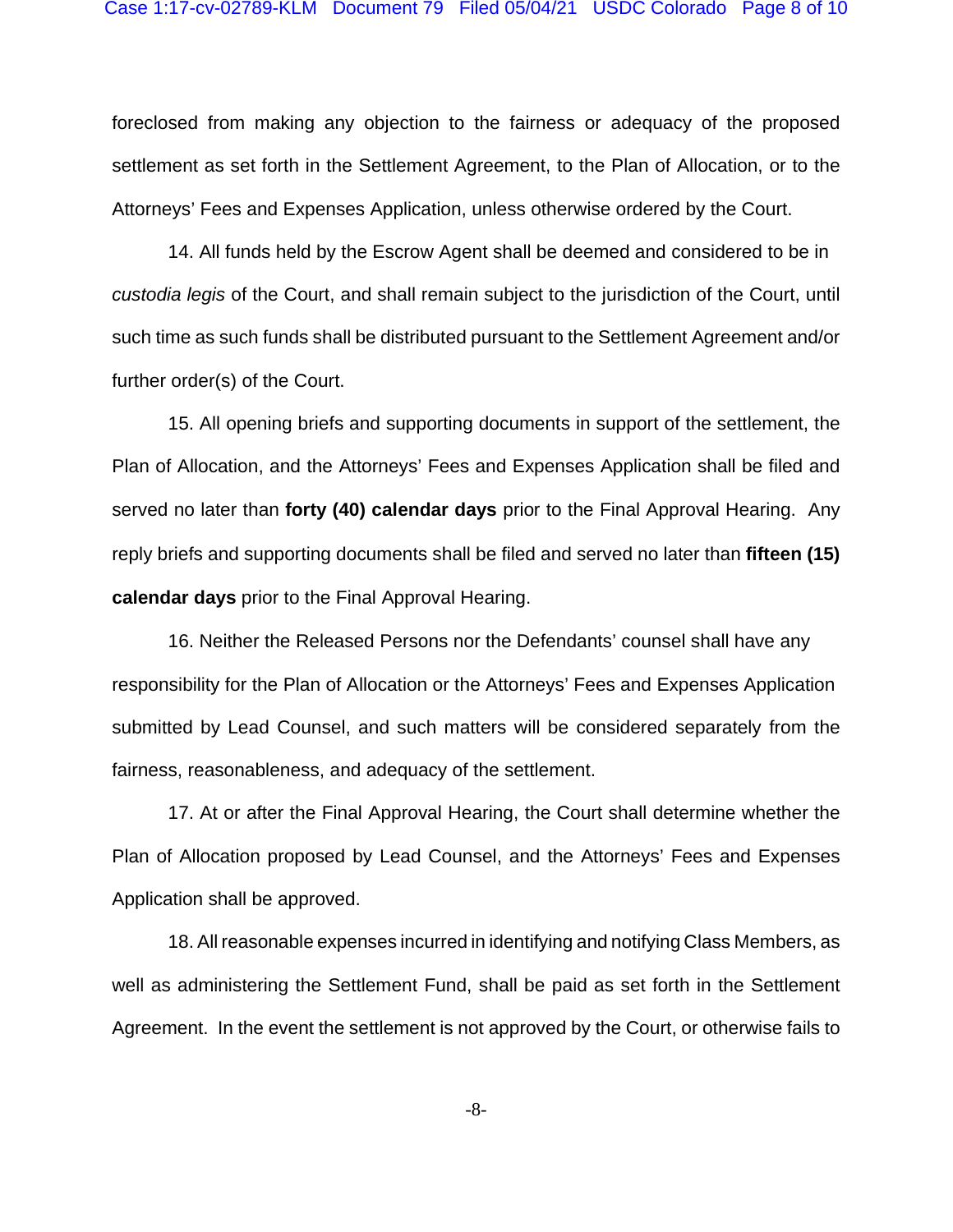foreclosed from making any objection to the fairness or adequacy of the proposed settlement as set forth in the Settlement Agreement, to the Plan of Allocation, or to the Attorneys' Fees and Expenses Application, unless otherwise ordered by the Court.

14. All funds held by the Escrow Agent shall be deemed and considered to be in *custodia legis* of the Court, and shall remain subject to the jurisdiction of the Court, until such time as such funds shall be distributed pursuant to the Settlement Agreement and/or further order(s) of the Court.

15. All opening briefs and supporting documents in support of the settlement, the Plan of Allocation, and the Attorneys' Fees and Expenses Application shall be filed and served no later than **forty (40) calendar days** prior to the Final Approval Hearing. Any reply briefs and supporting documents shall be filed and served no later than **fifteen (15) calendar days** prior to the Final Approval Hearing.

16. Neither the Released Persons nor the Defendants' counsel shall have any responsibility for the Plan of Allocation or the Attorneys' Fees and Expenses Application submitted by Lead Counsel, and such matters will be considered separately from the fairness, reasonableness, and adequacy of the settlement.

17. At or after the Final Approval Hearing, the Court shall determine whether the Plan of Allocation proposed by Lead Counsel, and the Attorneys' Fees and Expenses Application shall be approved.

18. All reasonable expenses incurred in identifying and notifying Class Members, as well as administering the Settlement Fund, shall be paid as set forth in the Settlement Agreement. In the event the settlement is not approved by the Court, or otherwise fails to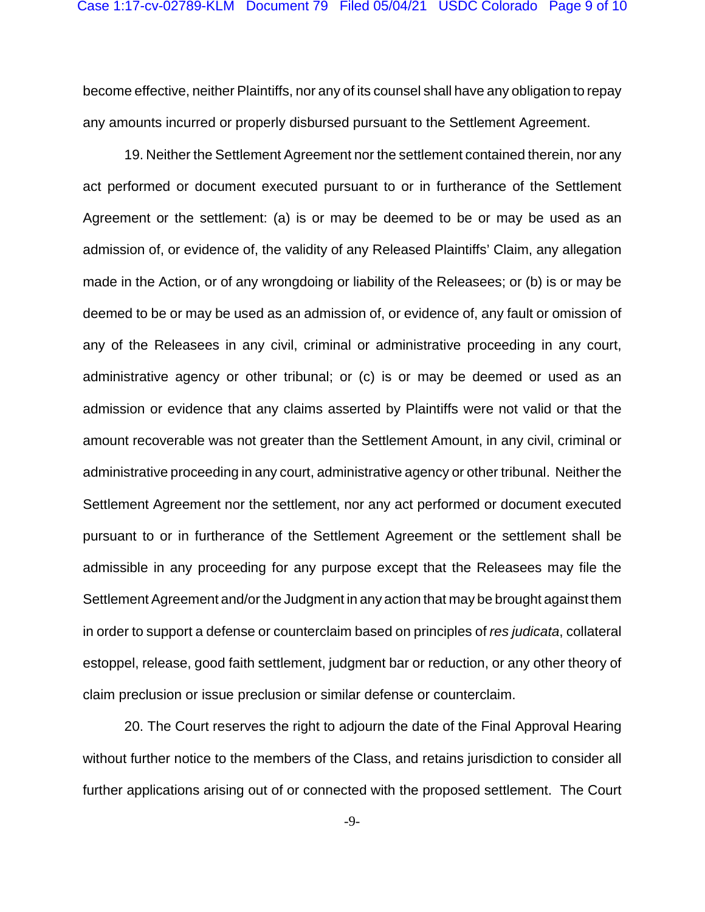become effective, neither Plaintiffs, nor any of its counsel shall have any obligation to repay any amounts incurred or properly disbursed pursuant to the Settlement Agreement.

19. Neither the Settlement Agreement nor the settlement contained therein, nor any act performed or document executed pursuant to or in furtherance of the Settlement Agreement or the settlement: (a) is or may be deemed to be or may be used as an admission of, or evidence of, the validity of any Released Plaintiffs' Claim, any allegation made in the Action, or of any wrongdoing or liability of the Releasees; or (b) is or may be deemed to be or may be used as an admission of, or evidence of, any fault or omission of any of the Releasees in any civil, criminal or administrative proceeding in any court, administrative agency or other tribunal; or (c) is or may be deemed or used as an admission or evidence that any claims asserted by Plaintiffs were not valid or that the amount recoverable was not greater than the Settlement Amount, in any civil, criminal or administrative proceeding in any court, administrative agency or other tribunal. Neither the Settlement Agreement nor the settlement, nor any act performed or document executed pursuant to or in furtherance of the Settlement Agreement or the settlement shall be admissible in any proceeding for any purpose except that the Releasees may file the Settlement Agreement and/or the Judgment in any action that may be brought against them in order to support a defense or counterclaim based on principles of *res judicata*, collateral estoppel, release, good faith settlement, judgment bar or reduction, or any other theory of claim preclusion or issue preclusion or similar defense or counterclaim.

20. The Court reserves the right to adjourn the date of the Final Approval Hearing without further notice to the members of the Class, and retains jurisdiction to consider all further applications arising out of or connected with the proposed settlement. The Court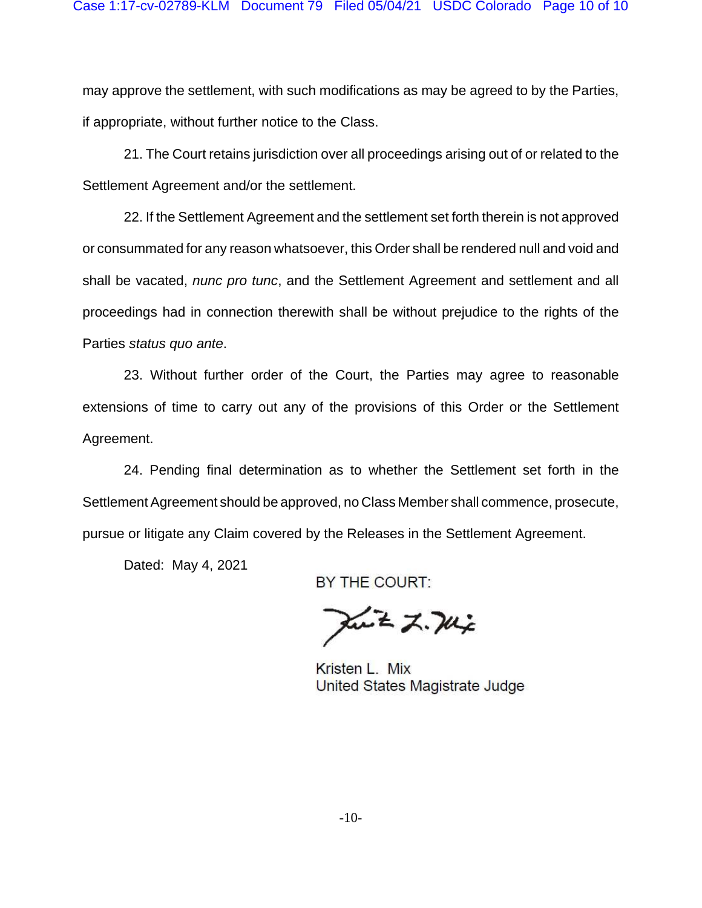may approve the settlement, with such modifications as may be agreed to by the Parties, if appropriate, without further notice to the Class.

21. The Court retains jurisdiction over all proceedings arising out of or related to the Settlement Agreement and/or the settlement.

22. If the Settlement Agreement and the settlement set forth therein is not approved or consummated for any reason whatsoever, this Order shall be rendered null and void and shall be vacated, *nunc pro tunc*, and the Settlement Agreement and settlement and all proceedings had in connection therewith shall be without prejudice to the rights of the Parties *status quo ante*.

23. Without further order of the Court, the Parties may agree to reasonable extensions of time to carry out any of the provisions of this Order or the Settlement Agreement.

24. Pending final determination as to whether the Settlement set forth in the Settlement Agreement should be approved, no Class Member shall commence, prosecute, pursue or litigate any Claim covered by the Releases in the Settlement Agreement.

Dated: May 4, 2021

BY THE COURT:

Kristen L. Mix
United States Magistrate Judge